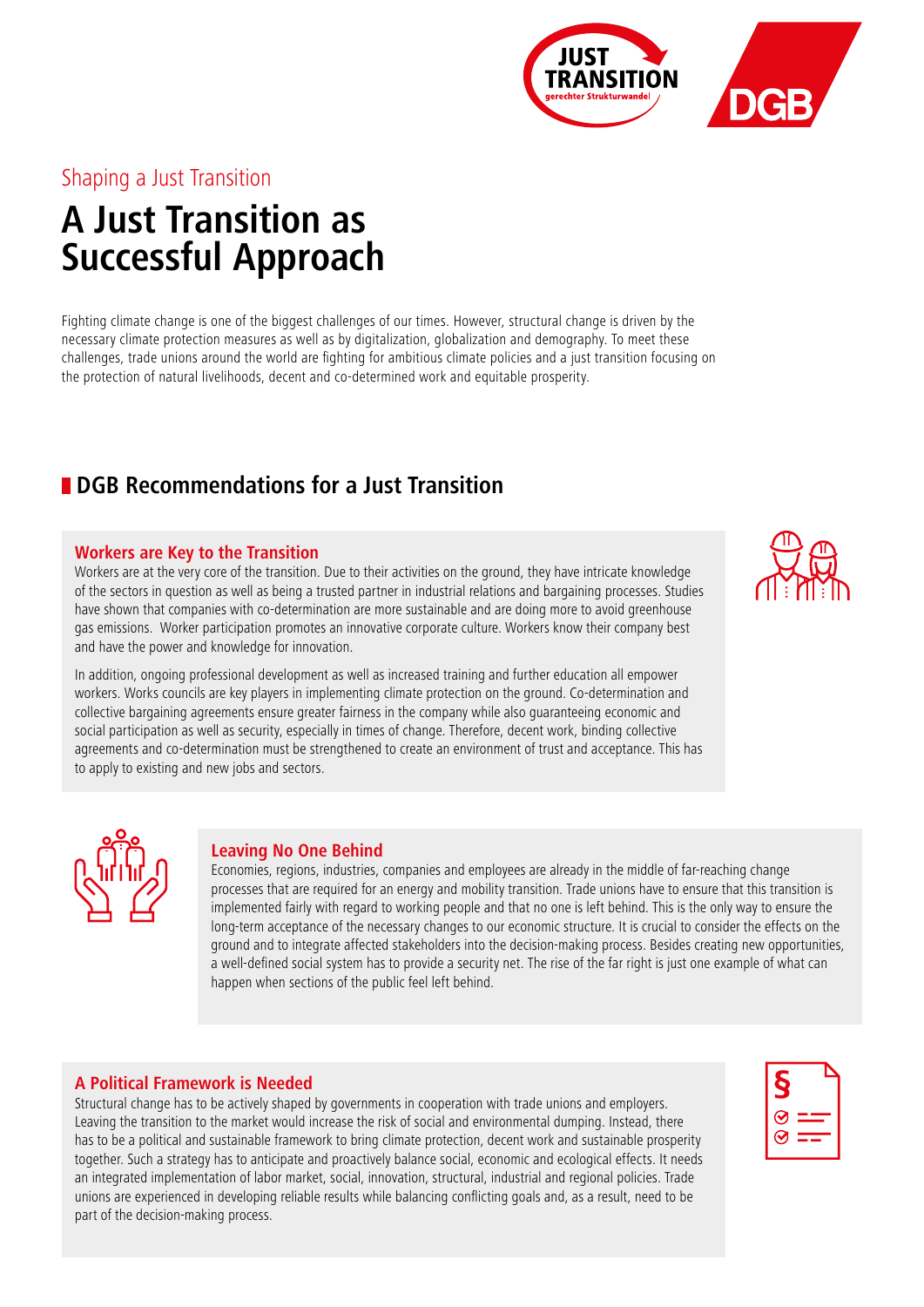Shaping a Just Transition

# A Just Transition as Successful Approach

Fighting climate change is one of the biggest challenges of our times. However, structural change is driven by the necessary climate protection measures as well as by digitalization, globalization and demography. To meet these challenges, trade unions around the world are fighting for ambitious climate policies and a just transition focusing on the protection of natural livelihoods, decent and co-determined work and equitable prosperity.

## DGB Recommendations for a Just Transition

### Workers are Key to the Transition

Workers are at the very core of the transition. Due to their activities on the ground, they have intricate knowledge of the sectors in question as well as being a trusted partner in industrial relations and bargaining processes. Studies have shown that companies with co-determination are more sustainable and are doing more to avoid greenhouse gas emissions. Worker participation promotes an innovative corporate culture. Workers know their company best and have the power and knowledge for innovation.

In addition, ongoing professional development as well as increased training and further education all empower workers. Works councils are key players in implementing climate protection on the ground. Co-determination and collective bargaining agreements ensure greater fairness in the company while also guaranteeing economic and social participation as well as security, especially in times of change. Therefore, decent work, binding collective agreements and co-determination must be strengthened to create an environment of trust and acceptance. This has to apply to existing and new jobs and sectors.

### Leaving No One Behind

Economies, regions, industries, companies and employees are already in the middle of far-reaching change processes that are required for an energy and mobility transition. Trade unions have to ensure that this transition is implemented fairly with regard to working people and that no one is left behind. This is the only way to ensure the long-term acceptance of the necessary changes to our economic structure. It is crucial to consider the effects on the ground and to integrate affected stakeholders into the decision-making process. Besides creating new opportunities, a well-defined social system has to provide a security net. The rise of the far right is just one example of what can happen when sections of the public feel left behind.

### A Political Framework is Needed

Structural change has to be actively shaped by governments in cooperation with trade unions and employers. Leaving the transition to the market would increase the risk of social and environmental dumping. Instead, there has to be a political and sustainable framework to bring climate protection, decent work and sustainable prosperity together. Such a strategy has to anticipate and proactively balance social, economic and ecological effects. It needs an integrated implementation of labor market, social, innovation, structural, industrial and regional policies. Trade unions are experienced in developing reliable results while balancing conflicting goals and, as a result, need to be part of the decision-making process.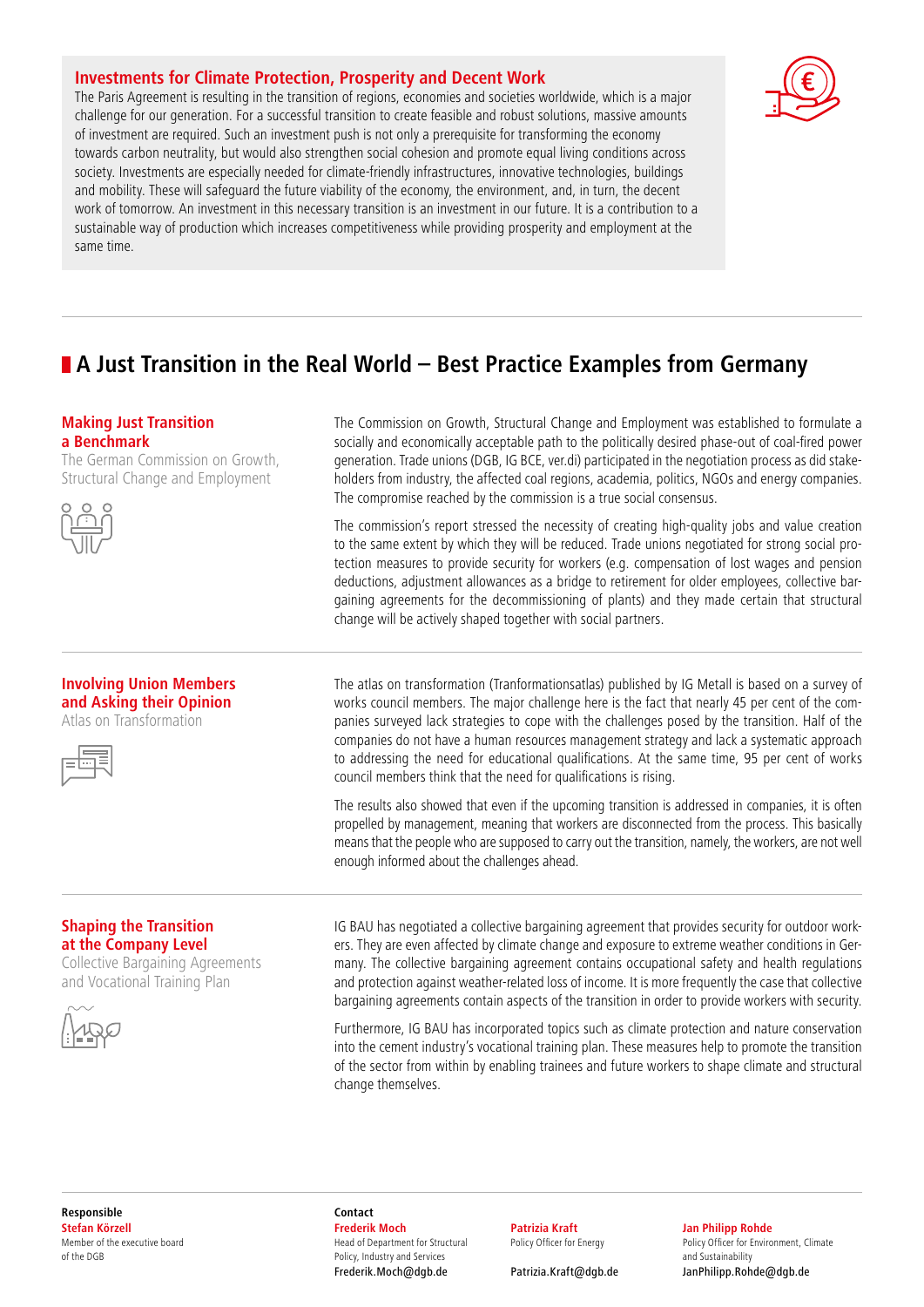## Investments for Climate Protection, Prosperity and Decent Work

The Paris Agreement is resulting in the transition of regions, economies and societies worldwide, which is a major challenge for our generation. For a successful transition to create feasible and robust solutions, massive amounts of investment are required. Such an investment push is not only a prerequisite for transforming the economy towards carbon neutrality, but would also strengthen social cohesion and promote equal living conditions across society. Investments are especially needed for climate-friendly infrastructures, innovative technologies, buildings and mobility. These will safeguard the future viability of the economy, the environment, and, in turn, the decent work of tomorrow. An investment in this necessary transition is an investment in our future. It is a contribution to a sustainable way of production which increases competitiveness while providing prosperity and employment at the same time.

# A Just Transition in the Real World – Best Practice Examples from Germany

### Making Just Transition a Benchmark

The German Commission on Growth, Structural Change and Employment

The Commission on Growth, Structural Change and Employment was established to formulate a socially and economically acceptable path to the politically desired phase-out of coal-fired power generation. Trade unions (DGB, IG BCE, ver.di) participated in the negotiation process as did stakeholders from industry, the affected coal regions, academia, politics, NGOs and energy companies. The compromise reached by the commission is a true social consensus.

The commission's report stressed the necessity of creating high-quality jobs and value creation to the same extent by which they will be reduced. Trade unions negotiated for strong social protection measures to provide security for workers (e.g. compensation of lost wages and pension deductions, adjustment allowances as a bridge to retirement for older employees, collective bargaining agreements for the decommissioning of plants) and they made certain that structural change will be actively shaped together with social partners.

### Involving Union Members and Asking their Opinion

Atlas on Transformation

The atlas on transformation (Tranformationsatlas) published by IG Metall is based on a survey of works council members. The major challenge here is the fact that nearly 45 per cent of the companies surveyed lack strategies to cope with the challenges posed by the transition. Half of the companies do not have a human resources management strategy and lack a systematic approach to addressing the need for educational qualifications. At the same time, 95 per cent of works council members think that the need for qualifications is rising.

The results also showed that even if the upcoming transition is addressed in companies, it is often propelled by management, meaning that workers are disconnected from the process. This basically means that the people who are supposed to carry out the transition, namely, the workers, are not well enough informed about the challenges ahead.

### Shaping the Transition at the Company Level

Collective Bargaining Agreements and Vocational Training Plan

IG BAU has negotiated a collective bargaining agreement that provides security for outdoor workers. They are even affected by climate change and exposure to extreme weather conditions in Germany. The collective bargaining agreement contains occupational safety and health regulations and protection against weather-related loss of income. It is more frequently the case that collective bargaining agreements contain aspects of the transition in order to provide workers with security.

Furthermore, IG BAU has incorporated topics such as climate protection and nature conservation into the cement industry's vocational training plan. These measures help to promote the transition of the sector from within by enabling trainees and future workers to shape climate and structural change themselves.

---

**Responsible**
**Stefan Körzell**
Member of the executive board of the DGB

**Contact**

**Frederik Moch**
Head of Department for Structural Policy, Industry and Services
Frederik.Moch@dgb.de

**Patrizia Kraft**
Policy Officer for Energy
Patrizia.Kraft@dgb.de

**Jan Philipp Rohde**
Policy Officer for Environment, Climate and Sustainability
JanPhilipp.Rohde@dgb.de